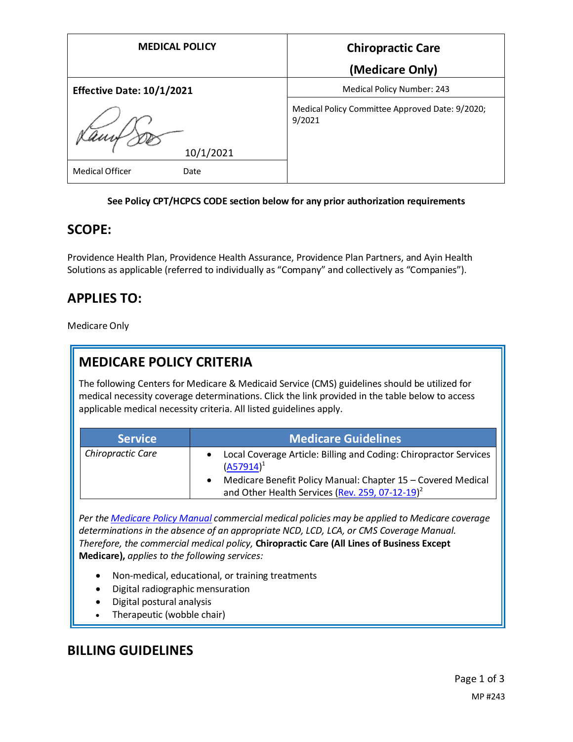| MEDICAL POLICY | Chiropractic Care (Medicare Only) |
|---|---|
| **Effective Date: 10/1/2021** | Medical Policy Number: 243 |
| 10/1/2021 | Medical Policy Committee Approved Date: 9/2020; 9/2021 |
| Medical Officer Date | |

**See Policy CPT/HCPCS CODE section below for any prior authorization requirements**

## SCOPE:

Providence Health Plan, Providence Health Assurance, Providence Plan Partners, and Ayin Health Solutions as applicable (referred to individually as "Company" and collectively as "Companies").

## APPLIES TO:

Medicare Only

## MEDICARE POLICY CRITERIA

The following Centers for Medicare & Medicaid Service (CMS) guidelines should be utilized for medical necessity coverage determinations. Click the link provided in the table below to access applicable medical necessity criteria. All listed guidelines apply.

| Service | Medicare Guidelines |
|---|---|
| *Chiropractic Care* | • Local Coverage Article: Billing and Coding: Chiropractor Services (A57914)[1]<br>• Medicare Benefit Policy Manual: Chapter 15 – Covered Medical and Other Health Services (Rev. 259, 07-12-19)[2] |

*Per the Medicare Policy Manual commercial medical policies may be applied to Medicare coverage determinations in the absence of an appropriate NCD, LCD, LCA, or CMS Coverage Manual. Therefore, the commercial medical policy,* **Chiropractic Care (All Lines of Business Except Medicare),** *applies to the following services:*

- Non-medical, educational, or training treatments
- Digital radiographic mensuration
- Digital postural analysis
- Therapeutic (wobble chair)

## BILLING GUIDELINES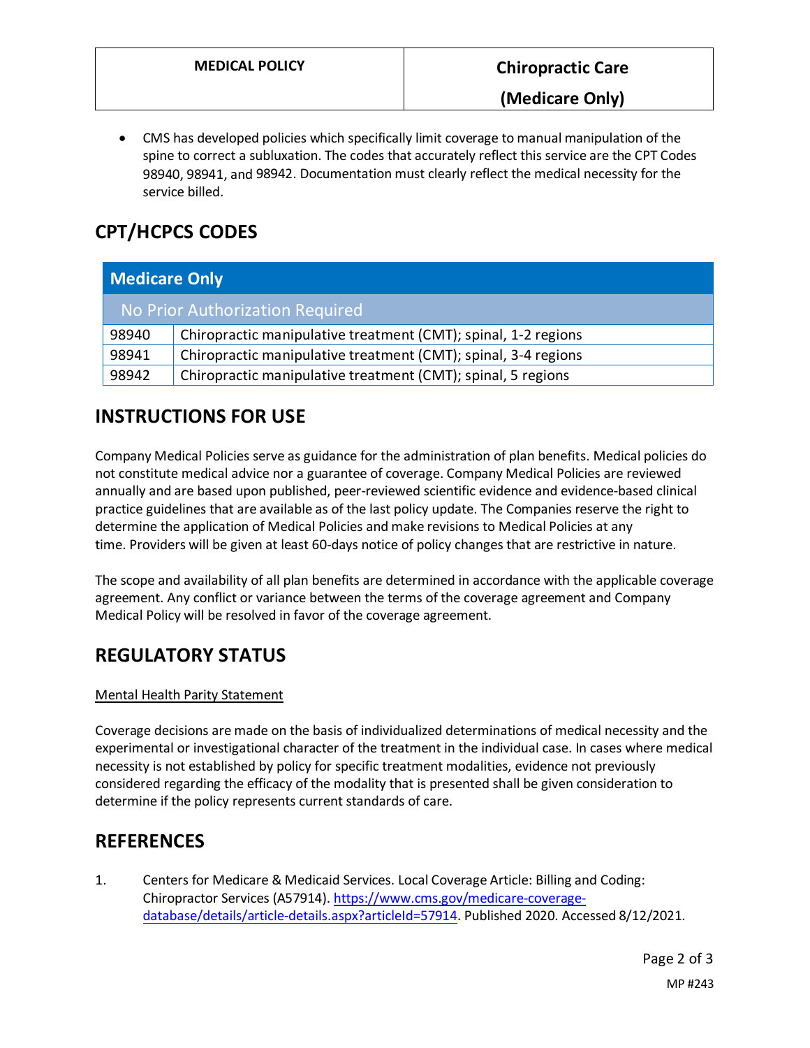- CMS has developed policies which specifically limit coverage to manual manipulation of the spine to correct a subluxation. The codes that accurately reflect this service are the CPT Codes 98940, 98941, and 98942. Documentation must clearly reflect the medical necessity for the service billed.

## CPT/HCPCS CODES

| Medicare Only | |
|---|---|
| No Prior Authorization Required | |
| 98940 | Chiropractic manipulative treatment (CMT); spinal, 1-2 regions |
| 98941 | Chiropractic manipulative treatment (CMT); spinal, 3-4 regions |
| 98942 | Chiropractic manipulative treatment (CMT); spinal, 5 regions |

## INSTRUCTIONS FOR USE

Company Medical Policies serve as guidance for the administration of plan benefits. Medical policies do not constitute medical advice nor a guarantee of coverage. Company Medical Policies are reviewed annually and are based upon published, peer-reviewed scientific evidence and evidence-based clinical practice guidelines that are available as of the last policy update. The Companies reserve the right to determine the application of Medical Policies and make revisions to Medical Policies at any time. Providers will be given at least 60-days notice of policy changes that are restrictive in nature.

The scope and availability of all plan benefits are determined in accordance with the applicable coverage agreement. Any conflict or variance between the terms of the coverage agreement and Company Medical Policy will be resolved in favor of the coverage agreement.

## REGULATORY STATUS

Mental Health Parity Statement

Coverage decisions are made on the basis of individualized determinations of medical necessity and the experimental or investigational character of the treatment in the individual case. In cases where medical necessity is not established by policy for specific treatment modalities, evidence not previously considered regarding the efficacy of the modality that is presented shall be given consideration to determine if the policy represents current standards of care.

## REFERENCES

1. Centers for Medicare & Medicaid Services. Local Coverage Article: Billing and Coding: Chiropractor Services (A57914). [https://www.cms.gov/medicare-coverage-database/details/article-details.aspx?articleId=57914](https://www.cms.gov/medicare-coverage-database/details/article-details.aspx?articleId=57914). Published 2020. Accessed 8/12/2021.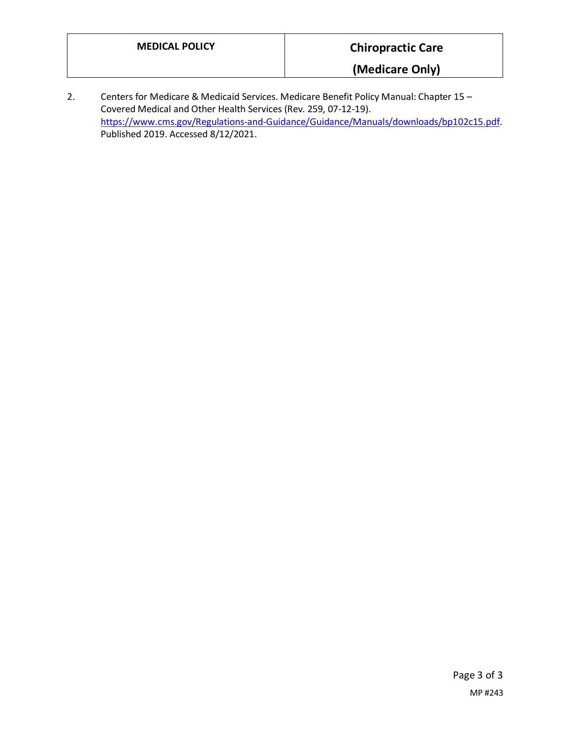2. Centers for Medicare & Medicaid Services. Medicare Benefit Policy Manual: Chapter 15 – Covered Medical and Other Health Services (Rev. 259, 07-12-19). https://www.cms.gov/Regulations-and-Guidance/Guidance/Manuals/downloads/bp102c15.pdf. Published 2019. Accessed 8/12/2021.